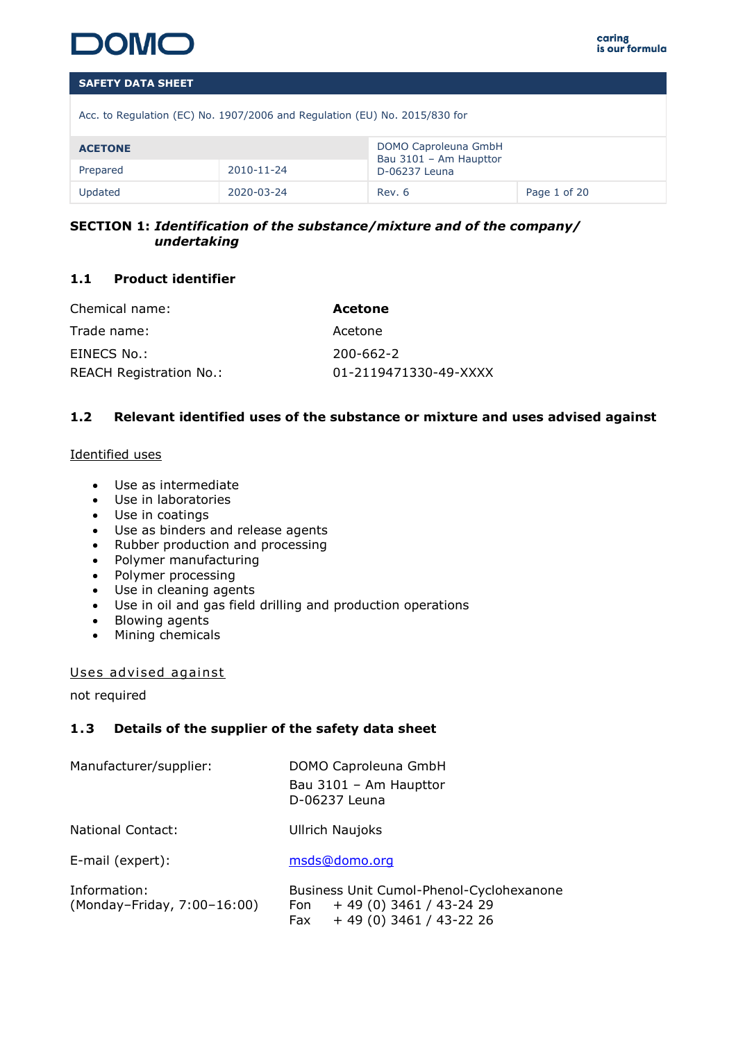DOMO

caring is our formula

**SAFETY DATA SHEET**

Acc. to Regulation (EC) No. 1907/2006 and Regulation (EU) No. 2015/830 for

| ACETONE | | DOMO Caproleuna GmbH<br>Bau 3101 – Am Haupttor<br>D-06237 Leuna | |
|---|---|---|---|
| Prepared | 2010-11-24 | | |
| Updated | 2020-03-24 | Rev. 6 | |

## SECTION 1: *Identification of the substance/mixture and of the company/ undertaking*

### 1.1 Product identifier

| | |
|---|---|
| Chemical name: | **Acetone** |
| Trade name: | Acetone |
| EINECS No.: | 200-662-2 |
| REACH Registration No.: | 01-2119471330-49-XXXX |

### 1.2 Relevant identified uses of the substance or mixture and uses advised against

Identified uses

- Use as intermediate
- Use in laboratories
- Use in coatings
- Use as binders and release agents
- Rubber production and processing
- Polymer manufacturing
- Polymer processing
- Use in cleaning agents
- Use in oil and gas field drilling and production operations
- Blowing agents
- Mining chemicals

Uses advised against

not required

### 1.3 Details of the supplier of the safety data sheet

| | |
|---|---|
| Manufacturer/supplier: | DOMO Caproleuna GmbH<br>Bau 3101 – Am Haupttor<br>D-06237 Leuna |
| National Contact: | Ullrich Naujoks |
| E-mail (expert): | msds@domo.org |
| Information:<br>(Monday–Friday, 7:00–16:00) | Business Unit Cumol-Phenol-Cyclohexanone<br>Fon + 49 (0) 3461 / 43-24 29<br>Fax + 49 (0) 3461 / 43-22 26 |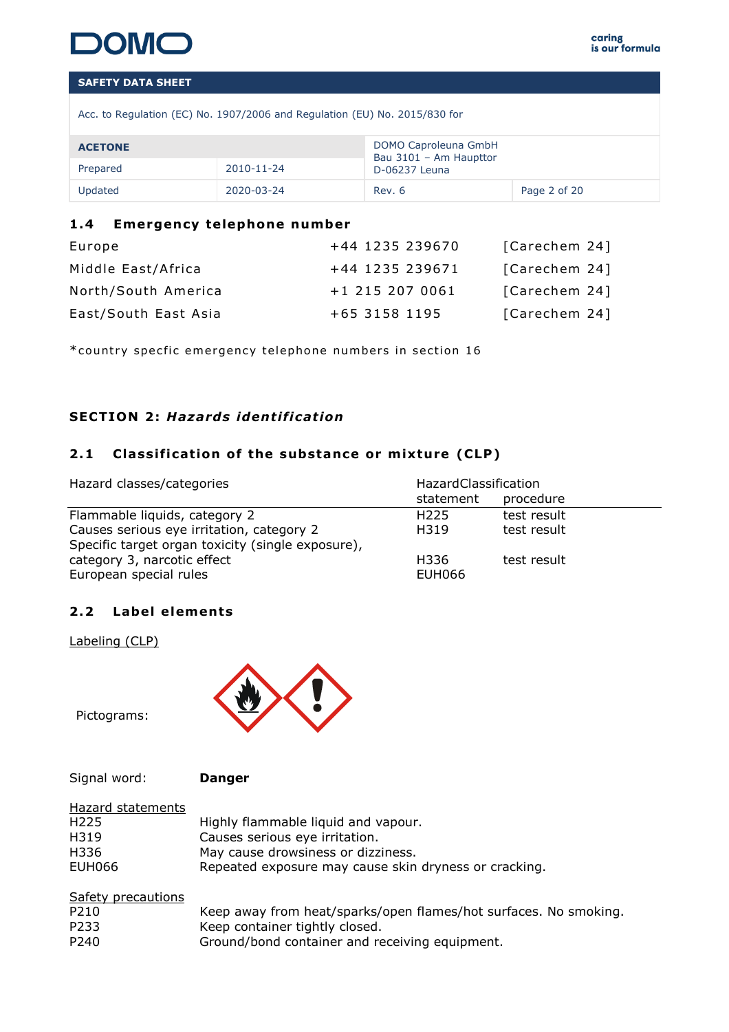### 1.4 Emergency telephone number

| | | |
|---|---|---|
| Europe | +44 1235 239670 | [Carechem 24] |
| Middle East/Africa | +44 1235 239671 | [Carechem 24] |
| North/South America | +1 215 207 0061 | [Carechem 24] |
| East/South East Asia | +65 3158 1195 | [Carechem 24] |

*country specfic emergency telephone numbers in section 16

## SECTION 2: *Hazards identification*

### 2.1 Classification of the substance or mixture (CLP)

| Hazard classes/categories | Hazard statement | Classification procedure |
|---|---|---|
| Flammable liquids, category 2 | H225 | test result |
| Causes serious eye irritation, category 2 | H319 | test result |
| Specific target organ toxicity (single exposure), category 3, narcotic effect | H336 | test result |
| European special rules | EUH066 | |

### 2.2 Label elements

Labeling (CLP)

Pictograms:

Signal word: **Danger**

Hazard statements

| | |
|---|---|
| H225 | Highly flammable liquid and vapour. |
| H319 | Causes serious eye irritation. |
| H336 | May cause drowsiness or dizziness. |
| EUH066 | Repeated exposure may cause skin dryness or cracking. |

Safety precautions

| | |
|---|---|
| P210 | Keep away from heat/sparks/open flames/hot surfaces. No smoking. |
| P233 | Keep container tightly closed. |
| P240 | Ground/bond container and receiving equipment. |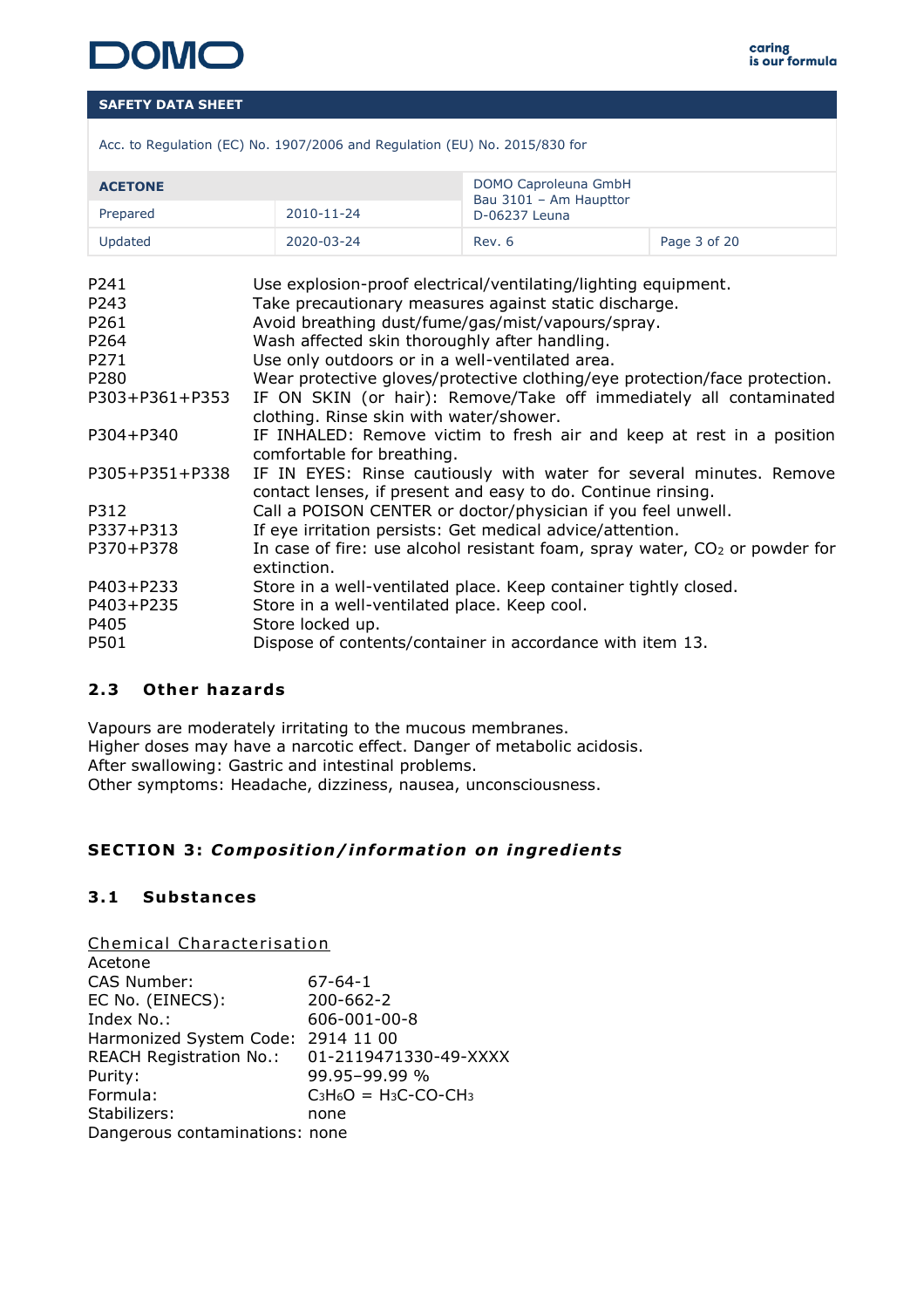| | |
|---|---|
| P241 | Use explosion-proof electrical/ventilating/lighting equipment. |
| P243 | Take precautionary measures against static discharge. |
| P261 | Avoid breathing dust/fume/gas/mist/vapours/spray. |
| P264 | Wash affected skin thoroughly after handling. |
| P271 | Use only outdoors or in a well-ventilated area. |
| P280 | Wear protective gloves/protective clothing/eye protection/face protection. |
| P303+P361+P353 | IF ON SKIN (or hair): Remove/Take off immediately all contaminated clothing. Rinse skin with water/shower. |
| P304+P340 | IF INHALED: Remove victim to fresh air and keep at rest in a position comfortable for breathing. |
| P305+P351+P338 | IF IN EYES: Rinse cautiously with water for several minutes. Remove contact lenses, if present and easy to do. Continue rinsing. |
| P312 | Call a POISON CENTER or doctor/physician if you feel unwell. |
| P337+P313 | If eye irritation persists: Get medical advice/attention. |
| P370+P378 | In case of fire: use alcohol resistant foam, spray water, $CO_2$ or powder for extinction. |
| P403+P233 | Store in a well-ventilated place. Keep container tightly closed. |
| P403+P235 | Store in a well-ventilated place. Keep cool. |
| P405 | Store locked up. |
| P501 | Dispose of contents/container in accordance with item 13. |

### 2.3 Other hazards

Vapours are moderately irritating to the mucous membranes.
Higher doses may have a narcotic effect. Danger of metabolic acidosis.
After swallowing: Gastric and intestinal problems.
Other symptoms: Headache, dizziness, nausea, unconsciousness.

## SECTION 3: *Composition/information on ingredients*

### 3.1 Substances

Chemical Characterisation

Acetone

| | |
|---|---|
| CAS Number: | 67-64-1 |
| EC No. (EINECS): | 200-662-2 |
| Index No.: | 606-001-00-8 |
| Harmonized System Code: | 2914 11 00 |
| REACH Registration No.: | 01-2119471330-49-XXXX |
| Purity: | 99.95–99.99 % |
| Formula: | $C_3H_6O$ = $H_3C\text{-}CO\text{-}CH_3$ |
| Stabilizers: | none |
| Dangerous contaminations: | none |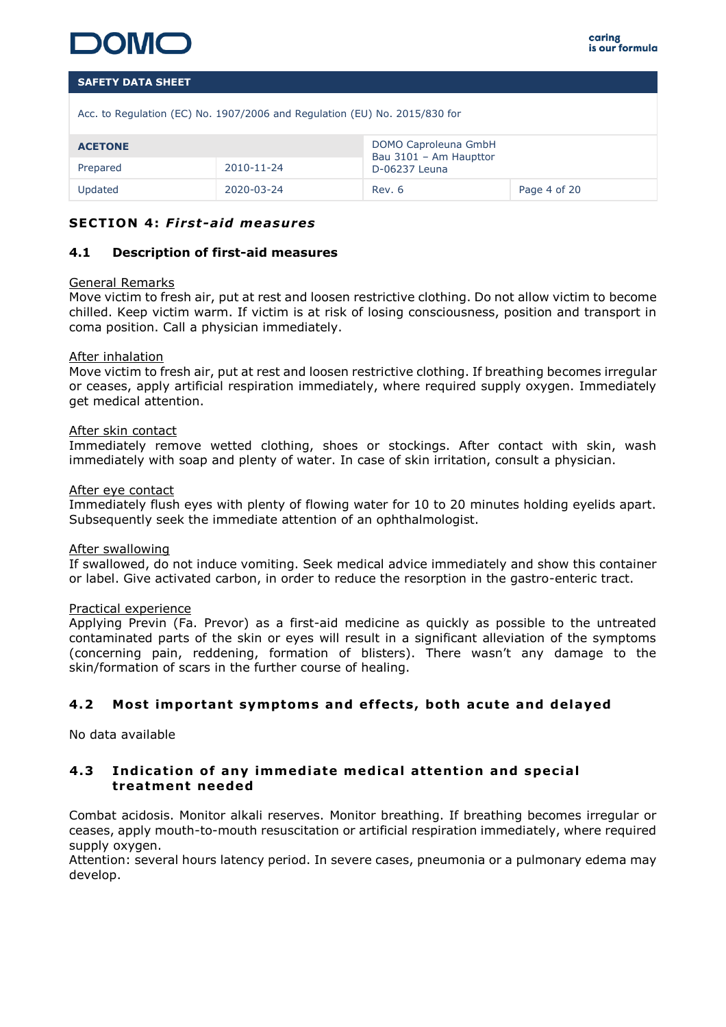## SECTION 4: *First-aid measures*

### 4.1 Description of first-aid measures

General Remarks

Move victim to fresh air, put at rest and loosen restrictive clothing. Do not allow victim to become chilled. Keep victim warm. If victim is at risk of losing consciousness, position and transport in coma position. Call a physician immediately.

After inhalation

Move victim to fresh air, put at rest and loosen restrictive clothing. If breathing becomes irregular or ceases, apply artificial respiration immediately, where required supply oxygen. Immediately get medical attention.

After skin contact

Immediately remove wetted clothing, shoes or stockings. After contact with skin, wash immediately with soap and plenty of water. In case of skin irritation, consult a physician.

After eye contact

Immediately flush eyes with plenty of flowing water for 10 to 20 minutes holding eyelids apart. Subsequently seek the immediate attention of an ophthalmologist.

After swallowing

If swallowed, do not induce vomiting. Seek medical advice immediately and show this container or label. Give activated carbon, in order to reduce the resorption in the gastro-enteric tract.

Practical experience

Applying Previn (Fa. Prevor) as a first-aid medicine as quickly as possible to the untreated contaminated parts of the skin or eyes will result in a significant alleviation of the symptoms (concerning pain, reddening, formation of blisters). There wasn't any damage to the skin/formation of scars in the further course of healing.

### 4.2 Most important symptoms and effects, both acute and delayed

No data available

### 4.3 Indication of any immediate medical attention and special treatment needed

Combat acidosis. Monitor alkali reserves. Monitor breathing. If breathing becomes irregular or ceases, apply mouth-to-mouth resuscitation or artificial respiration immediately, where required supply oxygen.
Attention: several hours latency period. In severe cases, pneumonia or a pulmonary edema may develop.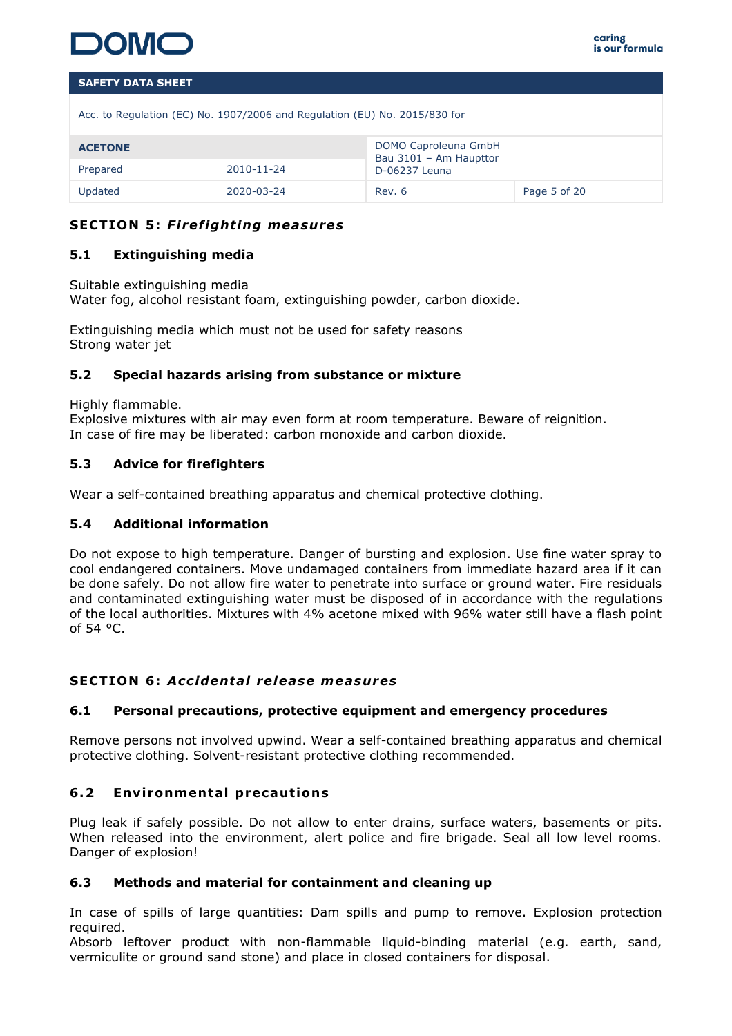## SECTION 5: *Firefighting measures*

### 5.1 Extinguishing media

Suitable extinguishing media
Water fog, alcohol resistant foam, extinguishing powder, carbon dioxide.

Extinguishing media which must not be used for safety reasons
Strong water jet

### 5.2 Special hazards arising from substance or mixture

Highly flammable.
Explosive mixtures with air may even form at room temperature. Beware of reignition.
In case of fire may be liberated: carbon monoxide and carbon dioxide.

### 5.3 Advice for firefighters

Wear a self-contained breathing apparatus and chemical protective clothing.

### 5.4 Additional information

Do not expose to high temperature. Danger of bursting and explosion. Use fine water spray to cool endangered containers. Move undamaged containers from immediate hazard area if it can be done safely. Do not allow fire water to penetrate into surface or ground water. Fire residuals and contaminated extinguishing water must be disposed of in accordance with the regulations of the local authorities. Mixtures with 4% acetone mixed with 96% water still have a flash point of 54 °C.

## SECTION 6: *Accidental release measures*

### 6.1 Personal precautions, protective equipment and emergency procedures

Remove persons not involved upwind. Wear a self-contained breathing apparatus and chemical protective clothing. Solvent-resistant protective clothing recommended.

### 6.2 Environmental precautions

Plug leak if safely possible. Do not allow to enter drains, surface waters, basements or pits. When released into the environment, alert police and fire brigade. Seal all low level rooms. Danger of explosion!

### 6.3 Methods and material for containment and cleaning up

In case of spills of large quantities: Dam spills and pump to remove. Explosion protection required.
Absorb leftover product with non-flammable liquid-binding material (e.g. earth, sand, vermiculite or ground sand stone) and place in closed containers for disposal.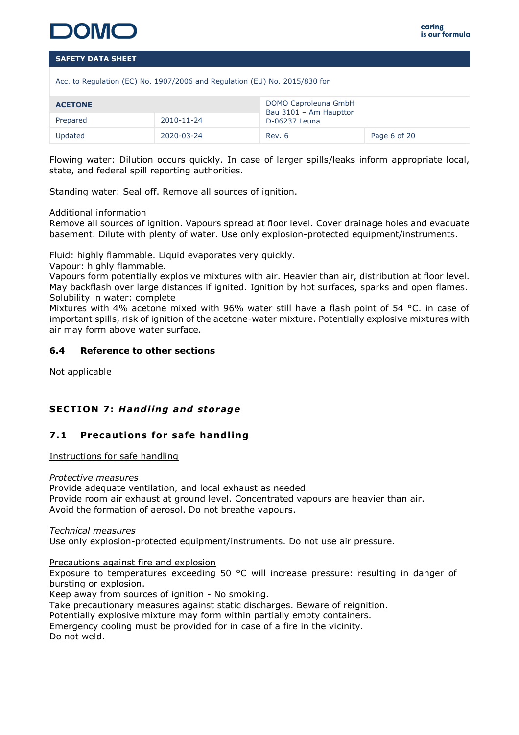Flowing water: Dilution occurs quickly. In case of larger spills/leaks inform appropriate local, state, and federal spill reporting authorities.

Standing water: Seal off. Remove all sources of ignition.

Additional information

Remove all sources of ignition. Vapours spread at floor level. Cover drainage holes and evacuate basement. Dilute with plenty of water. Use only explosion-protected equipment/instruments.

Fluid: highly flammable. Liquid evaporates very quickly.
Vapour: highly flammable.
Vapours form potentially explosive mixtures with air. Heavier than air, distribution at floor level. May backflash over large distances if ignited. Ignition by hot surfaces, sparks and open flames.
Solubility in water: complete
Mixtures with 4% acetone mixed with 96% water still have a flash point of 54 °C. in case of important spills, risk of ignition of the acetone-water mixture. Potentially explosive mixtures with air may form above water surface.

### 6.4 Reference to other sections

Not applicable

## SECTION 7: *Handling and storage*

### 7.1 Precautions for safe handling

Instructions for safe handling

*Protective measures*
Provide adequate ventilation, and local exhaust as needed.
Provide room air exhaust at ground level. Concentrated vapours are heavier than air.
Avoid the formation of aerosol. Do not breathe vapours.

*Technical measures*
Use only explosion-protected equipment/instruments. Do not use air pressure.

Precautions against fire and explosion

Exposure to temperatures exceeding 50 °C will increase pressure: resulting in danger of bursting or explosion.
Keep away from sources of ignition - No smoking.
Take precautionary measures against static discharges. Beware of reignition.
Potentially explosive mixture may form within partially empty containers.
Emergency cooling must be provided for in case of a fire in the vicinity.
Do not weld.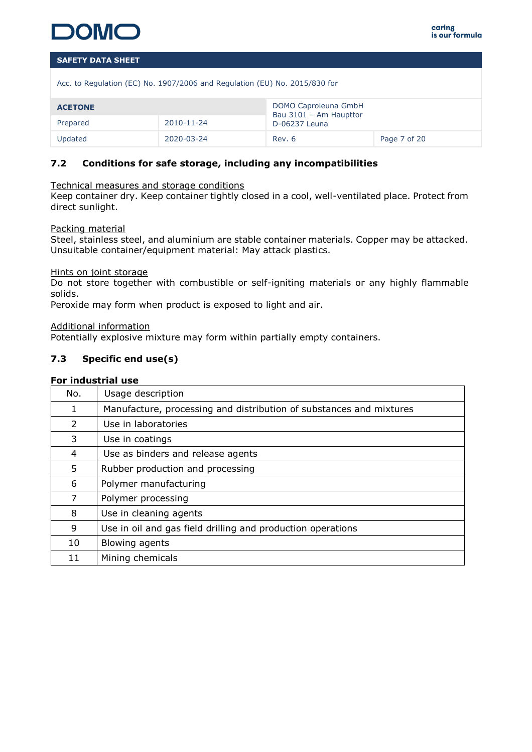## 7.2 Conditions for safe storage, including any incompatibilities

Technical measures and storage conditions
Keep container dry. Keep container tightly closed in a cool, well-ventilated place. Protect from direct sunlight.

Packing material
Steel, stainless steel, and aluminium are stable container materials. Copper may be attacked. Unsuitable container/equipment material: May attack plastics.

Hints on joint storage
Do not store together with combustible or self-igniting materials or any highly flammable solids.
Peroxide may form when product is exposed to light and air.

Additional information
Potentially explosive mixture may form within partially empty containers.

## 7.3 Specific end use(s)

**For industrial use**

| No. | Usage description |
|---|---|
| 1 | Manufacture, processing and distribution of substances and mixtures |
| 2 | Use in laboratories |
| 3 | Use in coatings |
| 4 | Use as binders and release agents |
| 5 | Rubber production and processing |
| 6 | Polymer manufacturing |
| 7 | Polymer processing |
| 8 | Use in cleaning agents |
| 9 | Use in oil and gas field drilling and production operations |
| 10 | Blowing agents |
| 11 | Mining chemicals |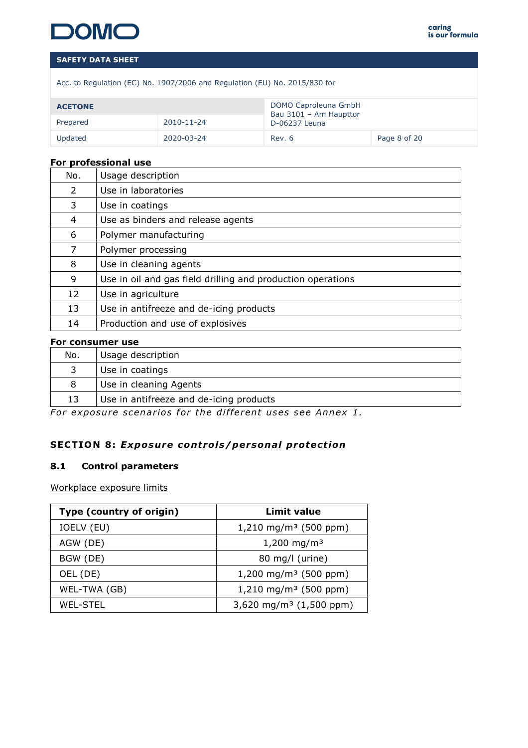**For professional use**

| No. | Usage description |
|---|---|
| 2 | Use in laboratories |
| 3 | Use in coatings |
| 4 | Use as binders and release agents |
| 6 | Polymer manufacturing |
| 7 | Polymer processing |
| 8 | Use in cleaning agents |
| 9 | Use in oil and gas field drilling and production operations |
| 12 | Use in agriculture |
| 13 | Use in antifreeze and de-icing products |
| 14 | Production and use of explosives |

**For consumer use**

| No. | Usage description |
|---|---|
| 3 | Use in coatings |
| 8 | Use in cleaning Agents |
| 13 | Use in antifreeze and de-icing products |

*For exposure scenarios for the different uses see Annex 1.*

## SECTION 8: *Exposure controls/personal protection*

### 8.1 Control parameters

<u>Workplace exposure limits</u>

| Type (country of origin) | Limit value |
|---|---|
| IOELV (EU) | 1,210 mg/m³ (500 ppm) |
| AGW (DE) | 1,200 mg/m³ |
| BGW (DE) | 80 mg/l (urine) |
| OEL (DE) | 1,200 mg/m³ (500 ppm) |
| WEL-TWA (GB) | 1,210 mg/m³ (500 ppm) |
| WEL-STEL | 3,620 mg/m³ (1,500 ppm) |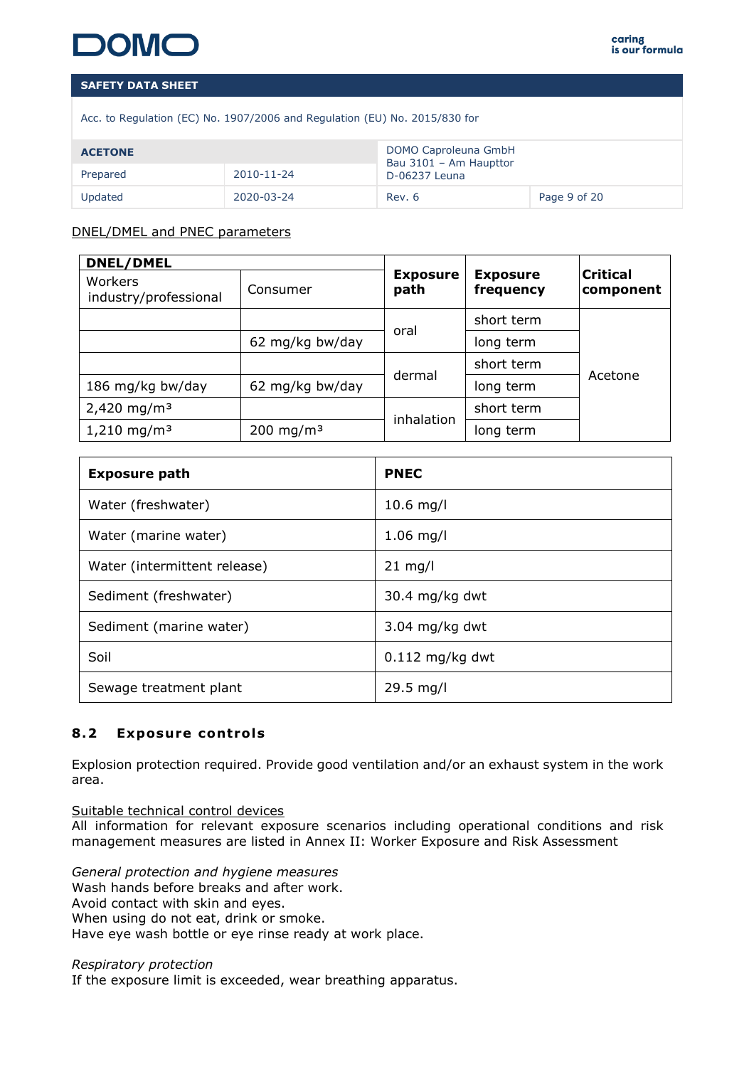DNEL/DMEL and PNEC parameters

| DNEL/DMEL | | Exposure path | Exposure frequency | Critical component |
|---|---|---|---|---|
| Workers industry/professional | Consumer | | | |
| | | oral | short term | Acetone |
| | 62 mg/kg bw/day | | long term | |
| | | dermal | short term | |
| 186 mg/kg bw/day | 62 mg/kg bw/day | | long term | |
| 2,420 mg/m³ | | inhalation | short term | |
| 1,210 mg/m³ | 200 mg/m³ | | long term | |

| Exposure path | PNEC |
|---|---|
| Water (freshwater) | 10.6 mg/l |
| Water (marine water) | 1.06 mg/l |
| Water (intermittent release) | 21 mg/l |
| Sediment (freshwater) | 30.4 mg/kg dwt |
| Sediment (marine water) | 3.04 mg/kg dwt |
| Soil | 0.112 mg/kg dwt |
| Sewage treatment plant | 29.5 mg/l |

## 8.2 Exposure controls

Explosion protection required. Provide good ventilation and/or an exhaust system in the work area.

Suitable technical control devices
All information for relevant exposure scenarios including operational conditions and risk management measures are listed in Annex II: Worker Exposure and Risk Assessment

*General protection and hygiene measures*
Wash hands before breaks and after work.
Avoid contact with skin and eyes.
When using do not eat, drink or smoke.
Have eye wash bottle or eye rinse ready at work place.

*Respiratory protection*
If the exposure limit is exceeded, wear breathing apparatus.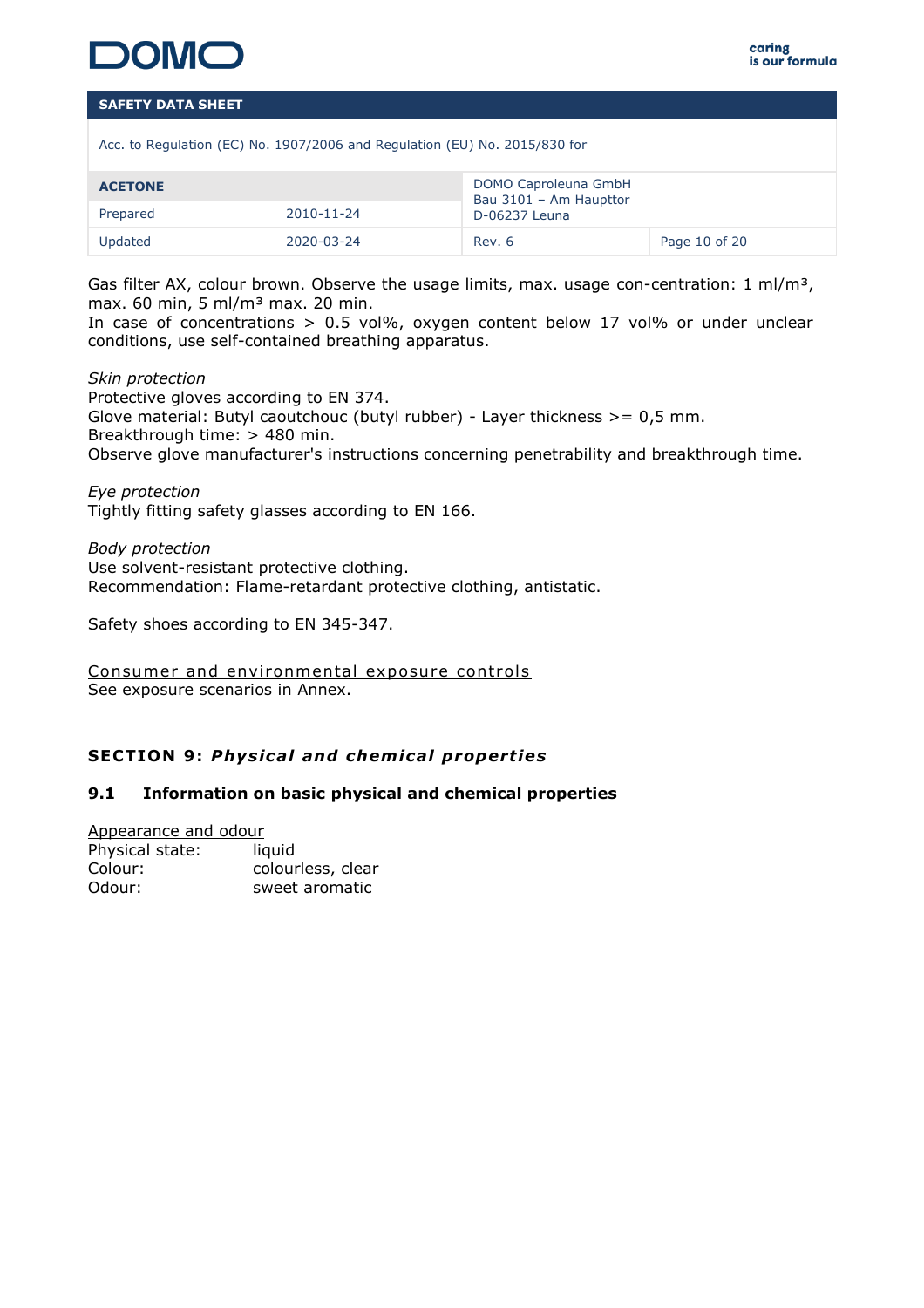Gas filter AX, colour brown. Observe the usage limits, max. usage con-centration: 1 ml/m³, max. 60 min, 5 ml/m³ max. 20 min.
In case of concentrations > 0.5 vol%, oxygen content below 17 vol% or under unclear conditions, use self-contained breathing apparatus.

*Skin protection*
Protective gloves according to EN 374.
Glove material: Butyl caoutchouc (butyl rubber) - Layer thickness >= 0,5 mm.
Breakthrough time: > 480 min.
Observe glove manufacturer's instructions concerning penetrability and breakthrough time.

*Eye protection*
Tightly fitting safety glasses according to EN 166.

*Body protection*
Use solvent-resistant protective clothing.
Recommendation: Flame-retardant protective clothing, antistatic.

Safety shoes according to EN 345-347.

Consumer and environmental exposure controls
See exposure scenarios in Annex.

## SECTION 9: *Physical and chemical properties*

### 9.1 Information on basic physical and chemical properties

Appearance and odour

| | |
|---|---|
| Physical state: | liquid |
| Colour: | colourless, clear |
| Odour: | sweet aromatic |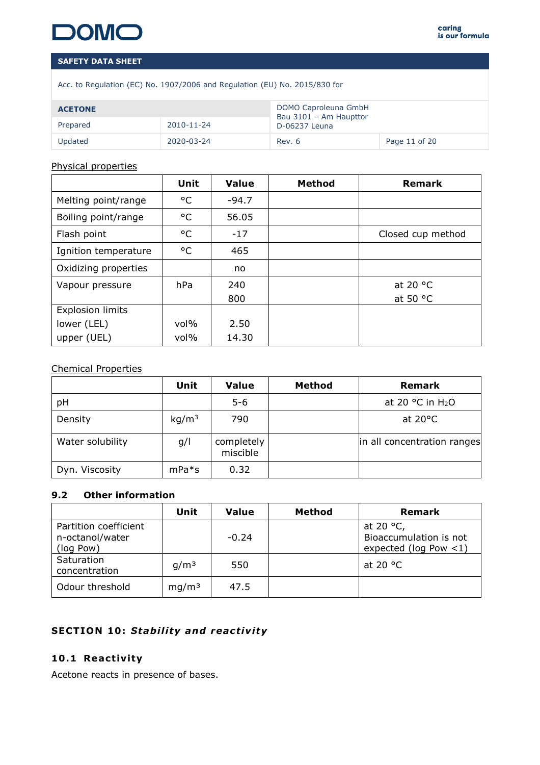Physical properties

| | Unit | Value | Method | Remark |
|---|---|---|---|---|
| Melting point/range | °C | -94.7 | | |
| Boiling point/range | °C | 56.05 | | |
| Flash point | °C | -17 | | Closed cup method |
| Ignition temperature | °C | 465 | | |
| Oxidizing properties | | no | | |
| Vapour pressure | hPa | 240<br>800 | | at 20 °C<br>at 50 °C |
| Explosion limits<br>lower (LEL)<br>upper (UEL) | <br>vol%<br>vol% | <br>2.50<br>14.30 | | |

Chemical Properties

| | Unit | Value | Method | Remark |
|---|---|---|---|---|
| pH | | 5-6 | | at 20 °C in $H_2O$ |
| Density | $kg/m^3$ | 790 | | at 20°C |
| Water solubility | g/l | completely miscible | | in all concentration ranges |
| Dyn. Viscosity | mPa*s | 0.32 | | |

### 9.2 Other information

| | Unit | Value | Method | Remark |
|---|---|---|---|---|
| Partition coefficient n-octanol/water (log Pow) | | -0.24 | | at 20 °C, Bioaccumulation is not expected (log Pow <1) |
| Saturation concentration | $g/m^3$ | 550 | | at 20 °C |
| Odour threshold | $mg/m^3$ | 47.5 | | |

## SECTION 10: *Stability and reactivity*

### 10.1 Reactivity

Acetone reacts in presence of bases.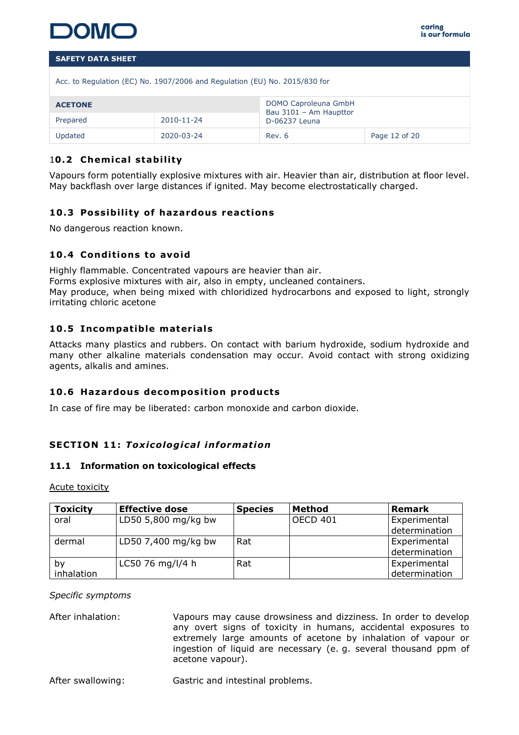## 10.2 Chemical stability

Vapours form potentially explosive mixtures with air. Heavier than air, distribution at floor level. May backflash over large distances if ignited. May become electrostatically charged.

## 10.3 Possibility of hazardous reactions

No dangerous reaction known.

## 10.4 Conditions to avoid

Highly flammable. Concentrated vapours are heavier than air.
Forms explosive mixtures with air, also in empty, uncleaned containers.
May produce, when being mixed with chloridized hydrocarbons and exposed to light, strongly irritating chloric acetone

## 10.5 Incompatible materials

Attacks many plastics and rubbers. On contact with barium hydroxide, sodium hydroxide and many other alkaline materials condensation may occur. Avoid contact with strong oxidizing agents, alkalis and amines.

## 10.6 Hazardous decomposition products

In case of fire may be liberated: carbon monoxide and carbon dioxide.

# SECTION 11: *Toxicological information*

### 11.1 Information on toxicological effects

Acute toxicity

| Toxicity | Effective dose | Species | Method | Remark |
|---|---|---|---|---|
| oral | LD50 5,800 mg/kg bw | | OECD 401 | Experimental determination |
| dermal | LD50 7,400 mg/kg bw | Rat | | Experimental determination |
| by inhalation | LC50 76 mg/l/4 h | Rat | | Experimental determination |

*Specific symptoms*

After inhalation: Vapours may cause drowsiness and dizziness. In order to develop any overt signs of toxicity in humans, accidental exposures to extremely large amounts of acetone by inhalation of vapour or ingestion of liquid are necessary (e. g. several thousand ppm of acetone vapour).

After swallowing: Gastric and intestinal problems.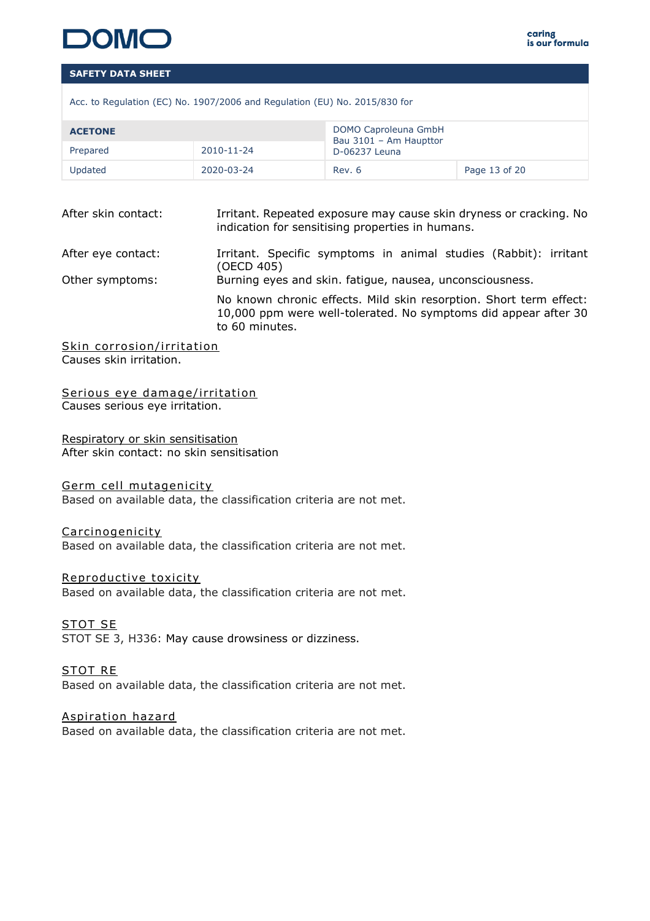| | |
|---|---|
| After skin contact: | Irritant. Repeated exposure may cause skin dryness or cracking. No indication for sensitising properties in humans. |
| After eye contact: | Irritant. Specific symptoms in animal studies (Rabbit): irritant (OECD 405) |
| Other symptoms: | Burning eyes and skin. fatigue, nausea, unconsciousness. |
| | No known chronic effects. Mild skin resorption. Short term effect: 10,000 ppm were well-tolerated. No symptoms did appear after 30 to 60 minutes. |

Skin corrosion/irritation
Causes skin irritation.

Serious eye damage/irritation
Causes serious eye irritation.

Respiratory or skin sensitisation
After skin contact: no skin sensitisation

Germ cell mutagenicity
Based on available data, the classification criteria are not met.

Carcinogenicity
Based on available data, the classification criteria are not met.

Reproductive toxicity
Based on available data, the classification criteria are not met.

STOT SE
STOT SE 3, H336: May cause drowsiness or dizziness.

STOT RE
Based on available data, the classification criteria are not met.

Aspiration hazard
Based on available data, the classification criteria are not met.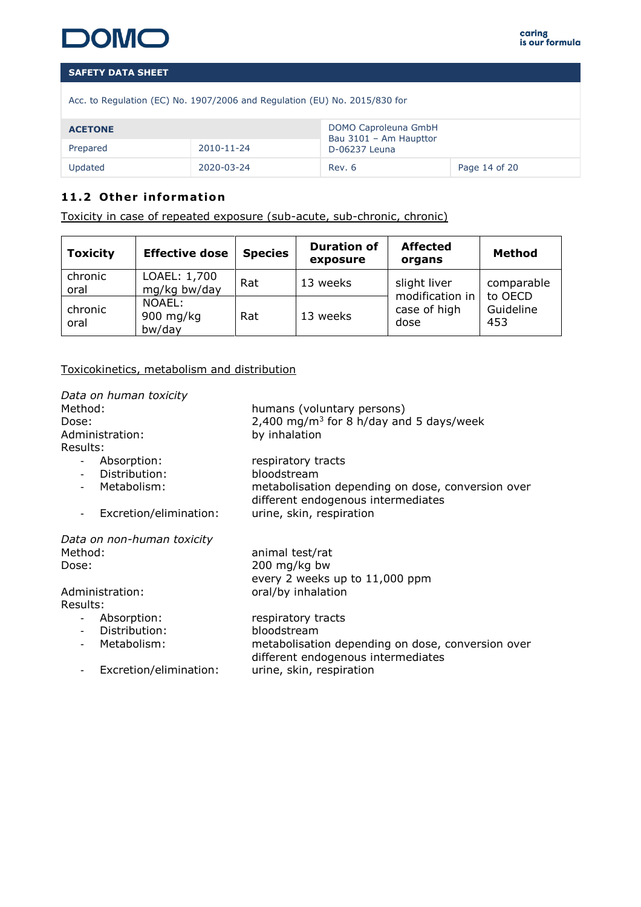### 11.2 Other information

Toxicity in case of repeated exposure (sub-acute, sub-chronic, chronic)

| Toxicity | Effective dose | Species | Duration of exposure | Affected organs | Method |
|---|---|---|---|---|---|
| chronic oral | LOAEL: 1,700 mg/kg bw/day | Rat | 13 weeks | slight liver modification in case of high dose | comparable to OECD Guideline 453 |
| chronic oral | NOAEL: 900 mg/kg bw/day | Rat | 13 weeks | | |

Toxicokinetics, metabolism and distribution

*Data on human toxicity*

Method: humans (voluntary persons)
Dose: 2,400 mg/m$^3$ for 8 h/day and 5 days/week
Administration: by inhalation
Results:

- Absorption: respiratory tracts
- Distribution: bloodstream
- Metabolism: metabolisation depending on dose, conversion over different endogenous intermediates
- Excretion/elimination: urine, skin, respiration

*Data on non-human toxicity*

Method: animal test/rat
Dose: 200 mg/kg bw
every 2 weeks up to 11,000 ppm
Administration: oral/by inhalation
Results:

- Absorption: respiratory tracts
- Distribution: bloodstream
- Metabolism: metabolisation depending on dose, conversion over different endogenous intermediates
- Excretion/elimination: urine, skin, respiration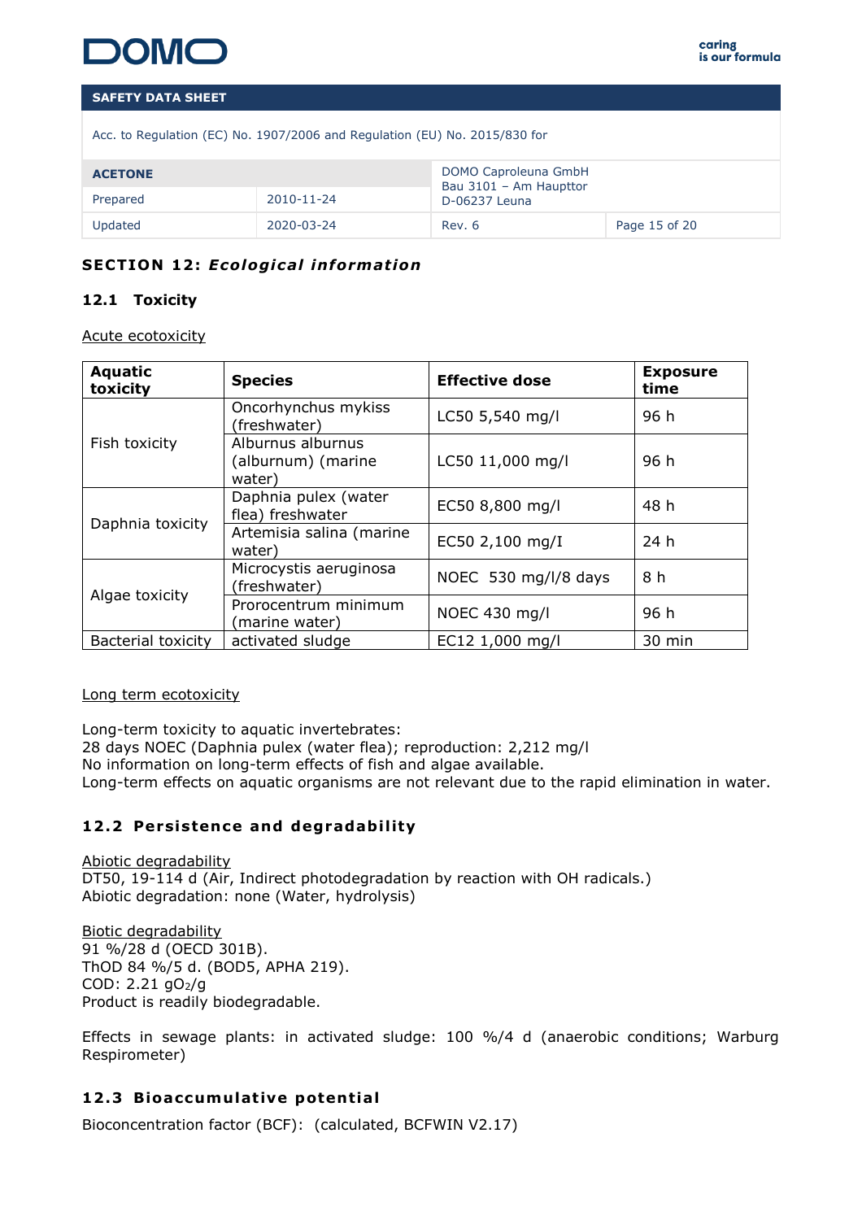## SECTION 12: *Ecological information*

### 12.1 Toxicity

Acute ecotoxicity

| Aquatic toxicity | Species | Effective dose | Exposure time |
|---|---|---|---|
| Fish toxicity | Oncorhynchus mykiss (freshwater) | LC50 5,540 mg/l | 96 h |
| | Alburnus alburnus (alburnum) (marine water) | LC50 11,000 mg/l | 96 h |
| Daphnia toxicity | Daphnia pulex (water flea) freshwater | EC50 8,800 mg/l | 48 h |
| | Artemisia salina (marine water) | EC50 2,100 mg/I | 24 h |
| Algae toxicity | Microcystis aeruginosa (freshwater) | NOEC 530 mg/l/8 days | 8 h |
| | Prorocentrum minimum (marine water) | NOEC 430 mg/l | 96 h |
| Bacterial toxicity | activated sludge | EC12 1,000 mg/l | 30 min |

Long term ecotoxicity

Long-term toxicity to aquatic invertebrates:
28 days NOEC (Daphnia pulex (water flea); reproduction: 2,212 mg/l
No information on long-term effects of fish and algae available.
Long-term effects on aquatic organisms are not relevant due to the rapid elimination in water.

### 12.2 Persistence and degradability

Abiotic degradability
DT50, 19-114 d (Air, Indirect photodegradation by reaction with OH radicals.)
Abiotic degradation: none (Water, hydrolysis)

Biotic degradability
91 %/28 d (OECD 301B).
ThOD 84 %/5 d. (BOD5, APHA 219).
COD: 2.21 $gO_2/g$
Product is readily biodegradable.

Effects in sewage plants: in activated sludge: 100 %/4 d (anaerobic conditions; Warburg Respirometer)

### 12.3 Bioaccumulative potential

Bioconcentration factor (BCF): (calculated, BCFWIN V2.17)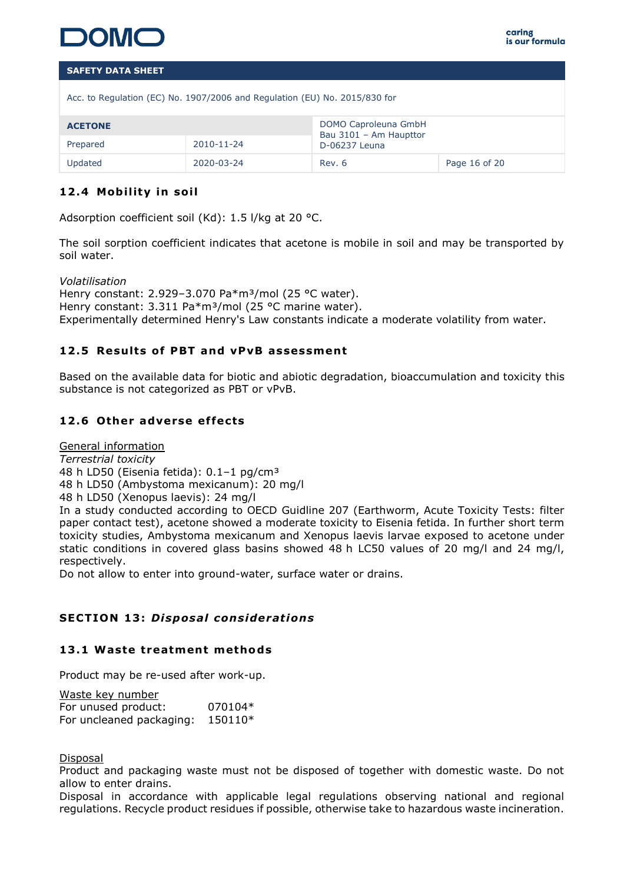### 12.4 Mobility in soil

Adsorption coefficient soil (Kd): 1.5 l/kg at 20 °C.

The soil sorption coefficient indicates that acetone is mobile in soil and may be transported by soil water.

*Volatilisation*
Henry constant: 2.929–3.070 Pa*m³/mol (25 °C water).
Henry constant: 3.311 Pa*m³/mol (25 °C marine water).
Experimentally determined Henry's Law constants indicate a moderate volatility from water.

### 12.5 Results of PBT and vPvB assessment

Based on the available data for biotic and abiotic degradation, bioaccumulation and toxicity this substance is not categorized as PBT or vPvB.

### 12.6 Other adverse effects

General information
*Terrestrial toxicity*
48 h LD50 (Eisenia fetida): 0.1–1 pg/cm³
48 h LD50 (Ambystoma mexicanum): 20 mg/l
48 h LD50 (Xenopus laevis): 24 mg/l
In a study conducted according to OECD Guidline 207 (Earthworm, Acute Toxicity Tests: filter paper contact test), acetone showed a moderate toxicity to Eisenia fetida. In further short term toxicity studies, Ambystoma mexicanum and Xenopus laevis larvae exposed to acetone under static conditions in covered glass basins showed 48 h LC50 values of 20 mg/l and 24 mg/l, respectively.
Do not allow to enter into ground-water, surface water or drains.

## SECTION 13: *Disposal considerations*

### 13.1 Waste treatment methods

Product may be re-used after work-up.

Waste key number
For unused product: 070104*
For uncleaned packaging: 150110*

Disposal
Product and packaging waste must not be disposed of together with domestic waste. Do not allow to enter drains.
Disposal in accordance with applicable legal regulations observing national and regional regulations. Recycle product residues if possible, otherwise take to hazardous waste incineration.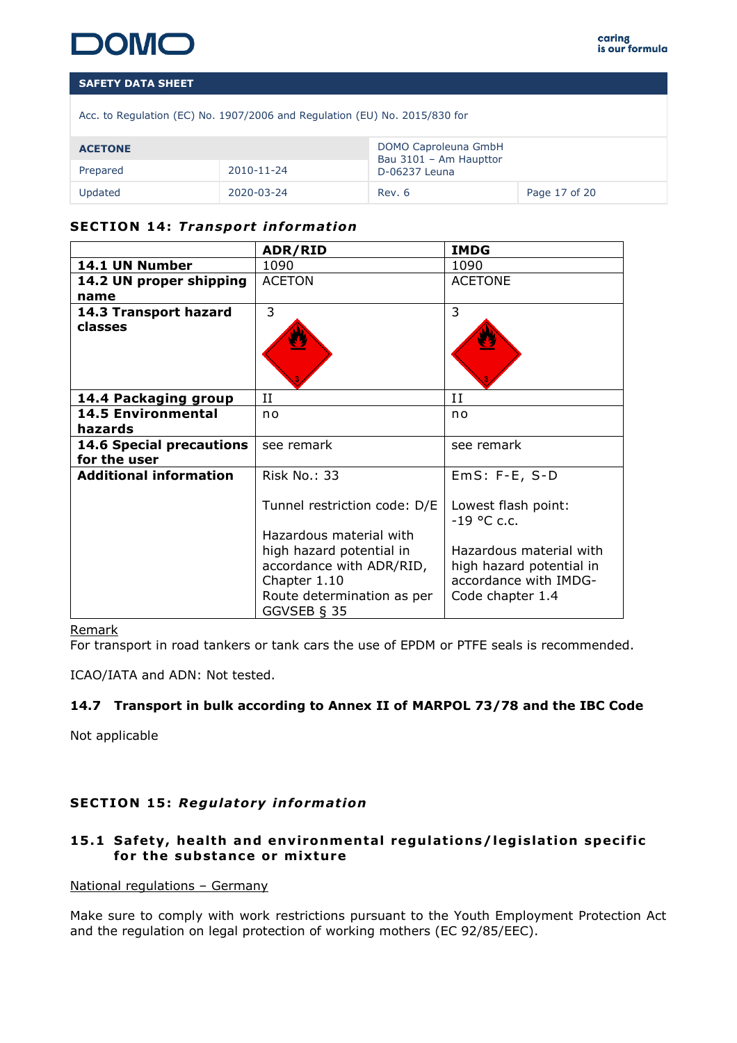## SECTION 14: *Transport information*

| | ADR/RID | IMDG |
|---|---|---|
| **14.1 UN Number** | 1090 | 1090 |
| **14.2 UN proper shipping name** | ACETON | ACETONE |
| **14.3 Transport hazard classes** | 3 | 3 |
| **14.4 Packaging group** | II | II |
| **14.5 Environmental hazards** | no | no |
| **14.6 Special precautions for the user** | see remark | see remark |
| **Additional information** | Risk No.: 33<br><br>Tunnel restriction code: D/E<br><br>Hazardous material with high hazard potential in accordance with ADR/RID, Chapter 1.10<br>Route determination as per GGVSEB § 35 | EmS: F-E, S-D<br><br>Lowest flash point: -19 °C c.c.<br><br>Hazardous material with high hazard potential in accordance with IMDG-Code chapter 1.4 |

Remark

For transport in road tankers or tank cars the use of EPDM or PTFE seals is recommended.

ICAO/IATA and ADN: Not tested.

### 14.7 Transport in bulk according to Annex II of MARPOL 73/78 and the IBC Code

Not applicable

## SECTION 15: *Regulatory information*

### 15.1 Safety, health and environmental regulations/legislation specific for the substance or mixture

National regulations – Germany

Make sure to comply with work restrictions pursuant to the Youth Employment Protection Act and the regulation on legal protection of working mothers (EC 92/85/EEC).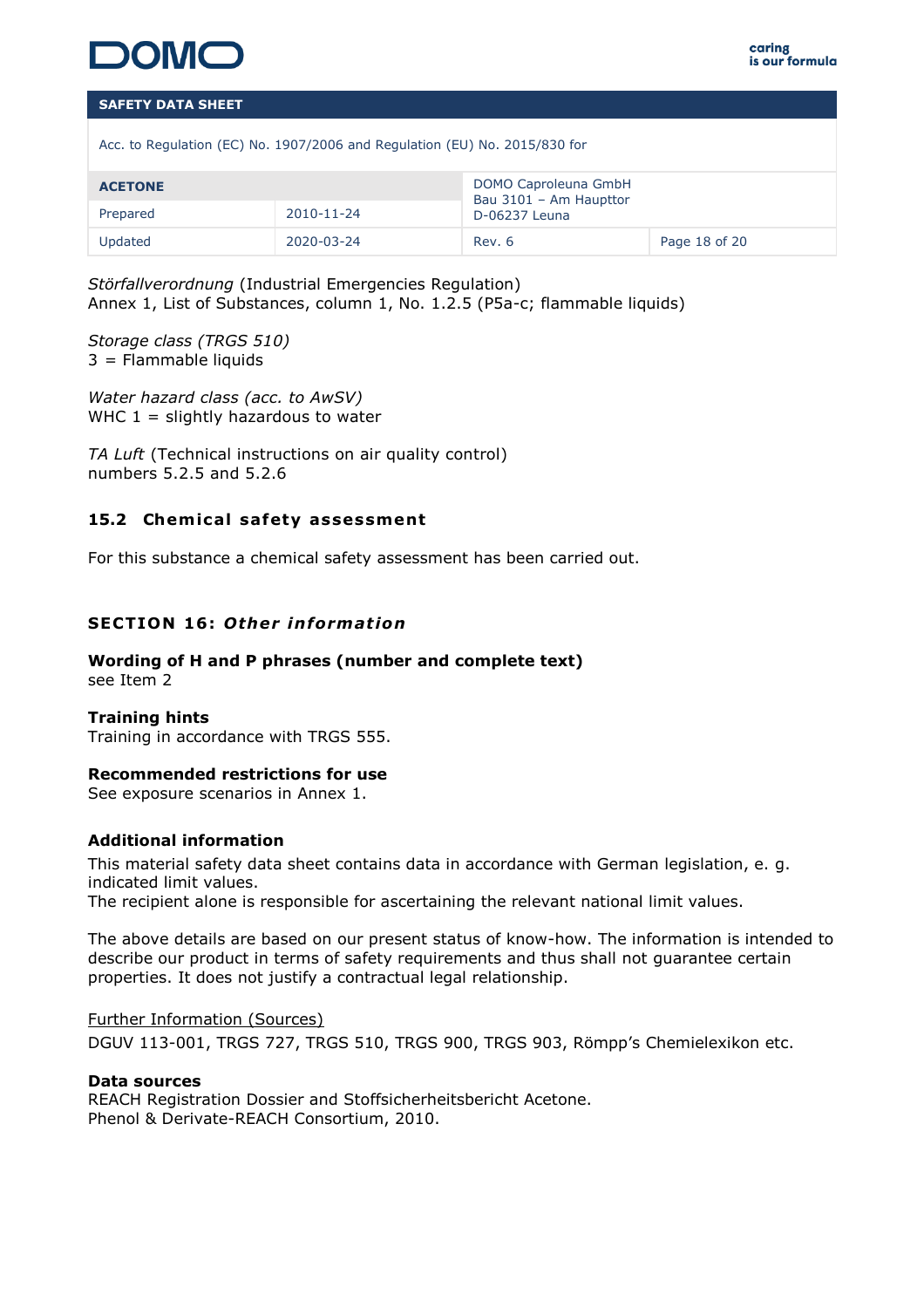*Störfallverordnung* (Industrial Emergencies Regulation)
Annex 1, List of Substances, column 1, No. 1.2.5 (P5a-c; flammable liquids)

*Storage class (TRGS 510)*
3 = Flammable liquids

*Water hazard class (acc. to AwSV)*
WHC 1 = slightly hazardous to water

*TA Luft* (Technical instructions on air quality control)
numbers 5.2.5 and 5.2.6

### 15.2 Chemical safety assessment

For this substance a chemical safety assessment has been carried out.

## SECTION 16: *Other information*

**Wording of H and P phrases (number and complete text)**
see Item 2

**Training hints**
Training in accordance with TRGS 555.

**Recommended restrictions for use**
See exposure scenarios in Annex 1.

**Additional information**
This material safety data sheet contains data in accordance with German legislation, e. g. indicated limit values.
The recipient alone is responsible for ascertaining the relevant national limit values.

The above details are based on our present status of know-how. The information is intended to describe our product in terms of safety requirements and thus shall not guarantee certain properties. It does not justify a contractual legal relationship.

Further Information (Sources)
DGUV 113-001, TRGS 727, TRGS 510, TRGS 900, TRGS 903, Römpp's Chemielexikon etc.

**Data sources**
REACH Registration Dossier and Stoffsicherheitsbericht Acetone.
Phenol & Derivate-REACH Consortium, 2010.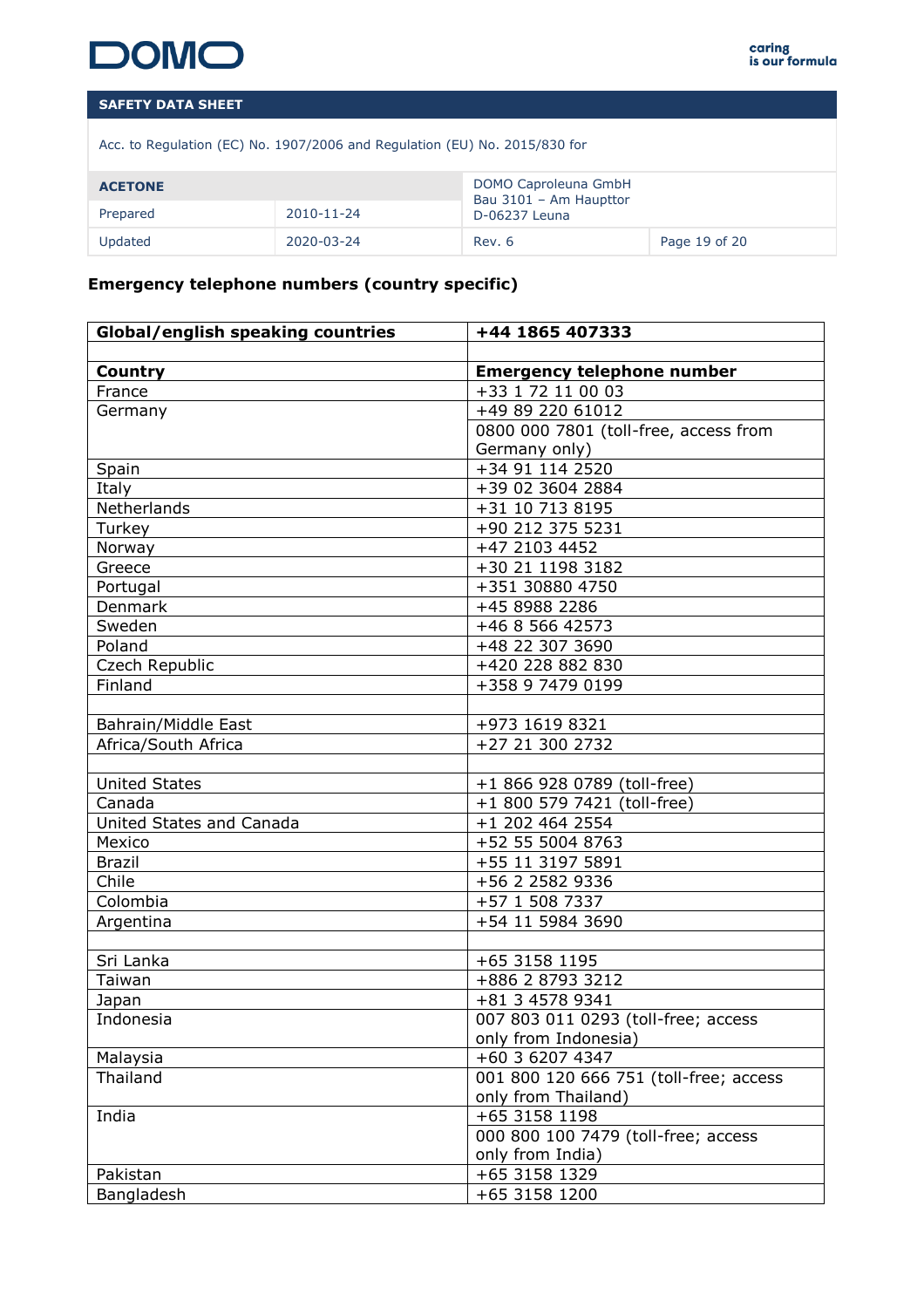### Emergency telephone numbers (country specific)

| **Global/english speaking countries** | **+44 1865 407333** |
|---|---|
| | |
| **Country** | **Emergency telephone number** |
| France | +33 1 72 11 00 03 |
| Germany | +49 89 220 61012 |
| | 0800 000 7801 (toll-free, access from Germany only) |
| Spain | +34 91 114 2520 |
| Italy | +39 02 3604 2884 |
| Netherlands | +31 10 713 8195 |
| Turkey | +90 212 375 5231 |
| Norway | +47 2103 4452 |
| Greece | +30 21 1198 3182 |
| Portugal | +351 30880 4750 |
| Denmark | +45 8988 2286 |
| Sweden | +46 8 566 42573 |
| Poland | +48 22 307 3690 |
| Czech Republic | +420 228 882 830 |
| Finland | +358 9 7479 0199 |
| | |
| Bahrain/Middle East | +973 1619 8321 |
| Africa/South Africa | +27 21 300 2732 |
| | |
| United States | +1 866 928 0789 (toll-free) |
| Canada | +1 800 579 7421 (toll-free) |
| United States and Canada | +1 202 464 2554 |
| Mexico | +52 55 5004 8763 |
| Brazil | +55 11 3197 5891 |
| Chile | +56 2 2582 9336 |
| Colombia | +57 1 508 7337 |
| Argentina | +54 11 5984 3690 |
| | |
| Sri Lanka | +65 3158 1195 |
| Taiwan | +886 2 8793 3212 |
| Japan | +81 3 4578 9341 |
| Indonesia | 007 803 011 0293 (toll-free; access only from Indonesia) |
| Malaysia | +60 3 6207 4347 |
| Thailand | 001 800 120 666 751 (toll-free; access only from Thailand) |
| India | +65 3158 1198 |
| | 000 800 100 7479 (toll-free; access only from India) |
| Pakistan | +65 3158 1329 |
| Bangladesh | +65 3158 1200 |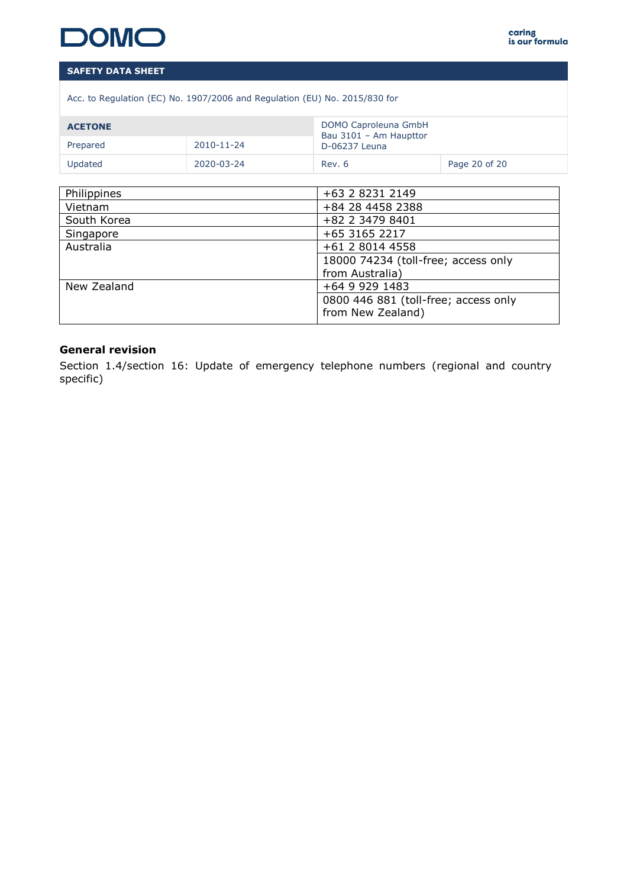| | |
|---|---|
| Philippines | +63 2 8231 2149 |
| Vietnam | +84 28 4458 2388 |
| South Korea | +82 2 3479 8401 |
| Singapore | +65 3165 2217 |
| Australia | +61 2 8014 4558 |
| | 18000 74234 (toll-free; access only from Australia) |
| New Zealand | +64 9 929 1483 |
| | 0800 446 881 (toll-free; access only from New Zealand) |

**General revision**

Section 1.4/section 16: Update of emergency telephone numbers (regional and country specific)